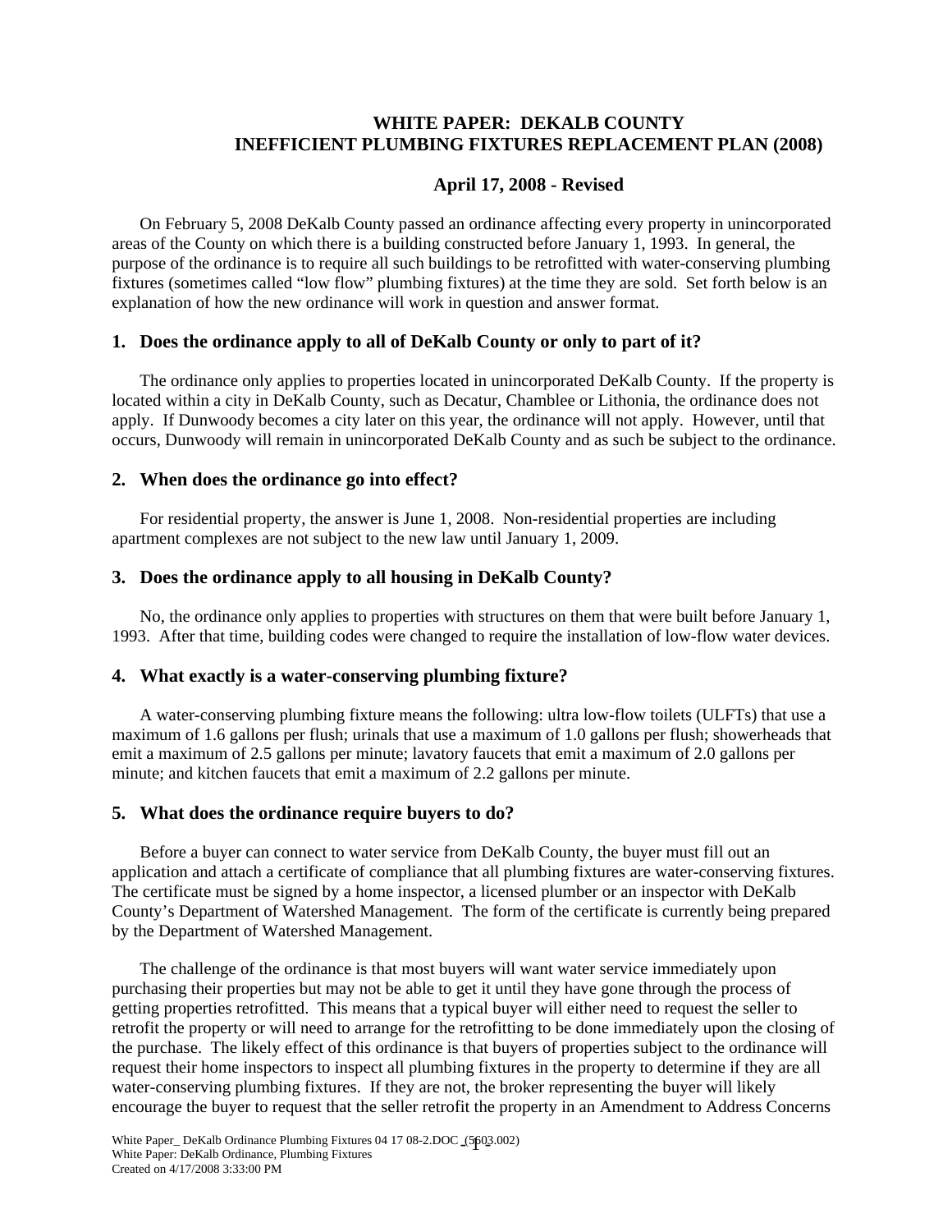# WHITE PAPER: DEKALB COUNTY INEFFICIENT PLUMBING FIXTURES REPLACEMENT PLAN (2008)

## April 17, 2008 - Revised

On February 5, 2008 DeKalb County passed an ordinance affecting every property in unincorporated areas of the County on which there is a building constructed before January 1, 1993. In general, the purpose of the ordinance is to require all such buildings to be retrofitted with water-conserving plumbing fixtures (sometimes called "low flow" plumbing fixtures) at the time they are sold. Set forth below is an explanation of how the new ordinance will work in question and answer format.

### 1. Does the ordinance apply to all of DeKalb County or only to part of it?

The ordinance only applies to properties located in unincorporated DeKalb County. If the property is located within a city in DeKalb County, such as Decatur, Chamblee or Lithonia, the ordinance does not apply. If Dunwoody becomes a city later on this year, the ordinance will not apply. However, until that occurs, Dunwoody will remain in unincorporated DeKalb County and as such be subject to the ordinance.

### 2. When does the ordinance go into effect?

For residential property, the answer is June 1, 2008. Non-residential properties are including apartment complexes are not subject to the new law until January 1, 2009.

### 3. Does the ordinance apply to all housing in DeKalb County?

No, the ordinance only applies to properties with structures on them that were built before January 1, 1993. After that time, building codes were changed to require the installation of low-flow water devices.

### 4. What exactly is a water-conserving plumbing fixture?

A water-conserving plumbing fixture means the following: ultra low-flow toilets (ULFTs) that use a maximum of 1.6 gallons per flush; urinals that use a maximum of 1.0 gallons per flush; showerheads that emit a maximum of 2.5 gallons per minute; lavatory faucets that emit a maximum of 2.0 gallons per minute; and kitchen faucets that emit a maximum of 2.2 gallons per minute.

### 5. What does the ordinance require buyers to do?

Before a buyer can connect to water service from DeKalb County, the buyer must fill out an application and attach a certificate of compliance that all plumbing fixtures are water-conserving fixtures. The certificate must be signed by a home inspector, a licensed plumber or an inspector with DeKalb County's Department of Watershed Management. The form of the certificate is currently being prepared by the Department of Watershed Management.

The challenge of the ordinance is that most buyers will want water service immediately upon purchasing their properties but may not be able to get it until they have gone through the process of getting properties retrofitted. This means that a typical buyer will either need to request the seller to retrofit the property or will need to arrange for the retrofitting to be done immediately upon the closing of the purchase. The likely effect of this ordinance is that buyers of properties subject to the ordinance will request their home inspectors to inspect all plumbing fixtures in the property to determine if they are all water-conserving plumbing fixtures. If they are not, the broker representing the buyer will likely encourage the buyer to request that the seller retrofit the property in an Amendment to Address Concerns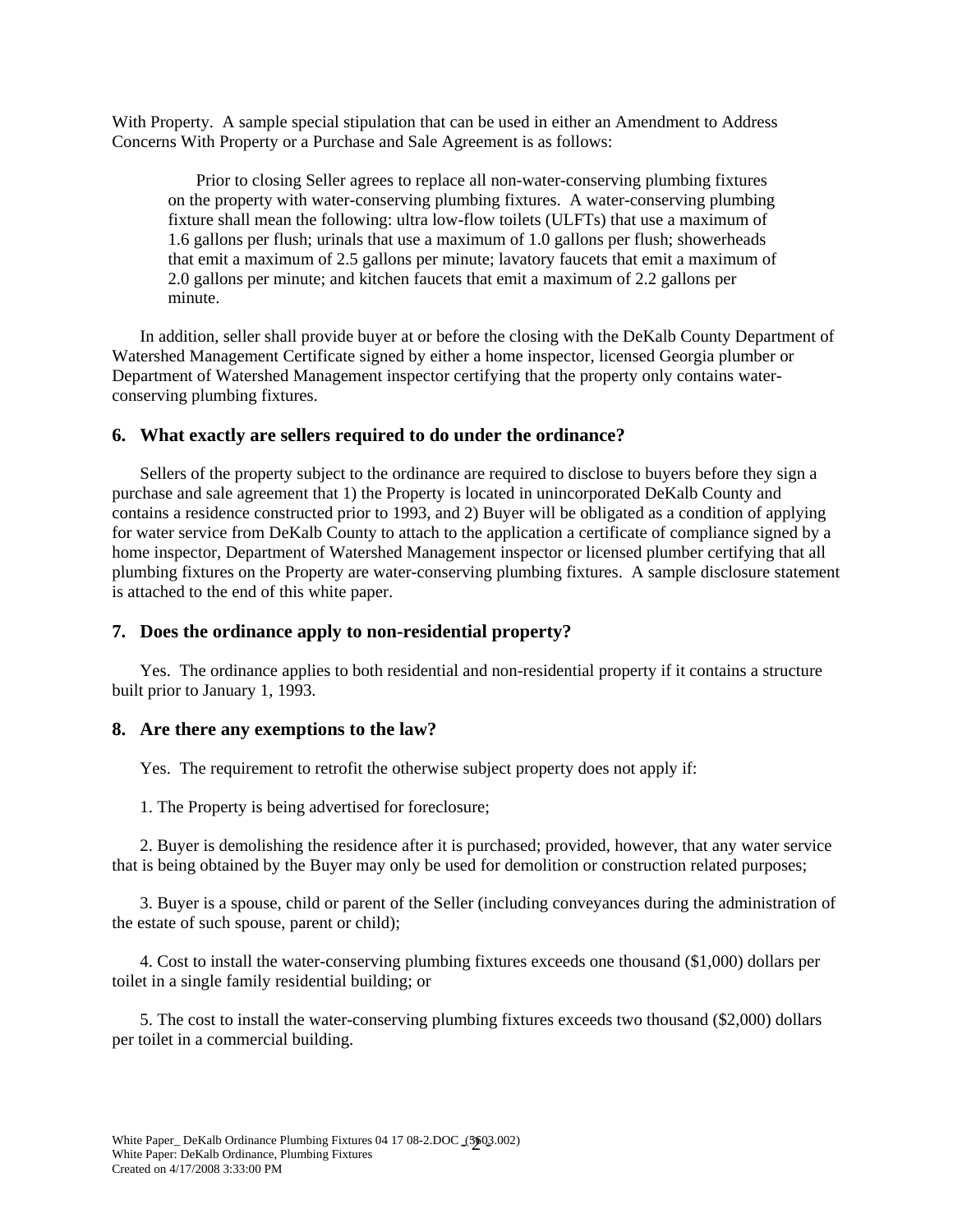With Property. A sample special stipulation that can be used in either an Amendment to Address Concerns With Property or a Purchase and Sale Agreement is as follows:

> Prior to closing Seller agrees to replace all non-water-conserving plumbing fixtures on the property with water-conserving plumbing fixtures. A water-conserving plumbing fixture shall mean the following: ultra low-flow toilets (ULFTs) that use a maximum of 1.6 gallons per flush; urinals that use a maximum of 1.0 gallons per flush; showerheads that emit a maximum of 2.5 gallons per minute; lavatory faucets that emit a maximum of 2.0 gallons per minute; and kitchen faucets that emit a maximum of 2.2 gallons per minute.

In addition, seller shall provide buyer at or before the closing with the DeKalb County Department of Watershed Management Certificate signed by either a home inspector, licensed Georgia plumber or Department of Watershed Management inspector certifying that the property only contains water-conserving plumbing fixtures.

### 6. What exactly are sellers required to do under the ordinance?

Sellers of the property subject to the ordinance are required to disclose to buyers before they sign a purchase and sale agreement that 1) the Property is located in unincorporated DeKalb County and contains a residence constructed prior to 1993, and 2) Buyer will be obligated as a condition of applying for water service from DeKalb County to attach to the application a certificate of compliance signed by a home inspector, Department of Watershed Management inspector or licensed plumber certifying that all plumbing fixtures on the Property are water-conserving plumbing fixtures. A sample disclosure statement is attached to the end of this white paper.

### 7. Does the ordinance apply to non-residential property?

Yes. The ordinance applies to both residential and non-residential property if it contains a structure built prior to January 1, 1993.

### 8. Are there any exemptions to the law?

Yes. The requirement to retrofit the otherwise subject property does not apply if:

1. The Property is being advertised for foreclosure;

2. Buyer is demolishing the residence after it is purchased; provided, however, that any water service that is being obtained by the Buyer may only be used for demolition or construction related purposes;

3. Buyer is a spouse, child or parent of the Seller (including conveyances during the administration of the estate of such spouse, parent or child);

4. Cost to install the water-conserving plumbing fixtures exceeds one thousand ($1,000) dollars per toilet in a single family residential building; or

5. The cost to install the water-conserving plumbing fixtures exceeds two thousand ($2,000) dollars per toilet in a commercial building.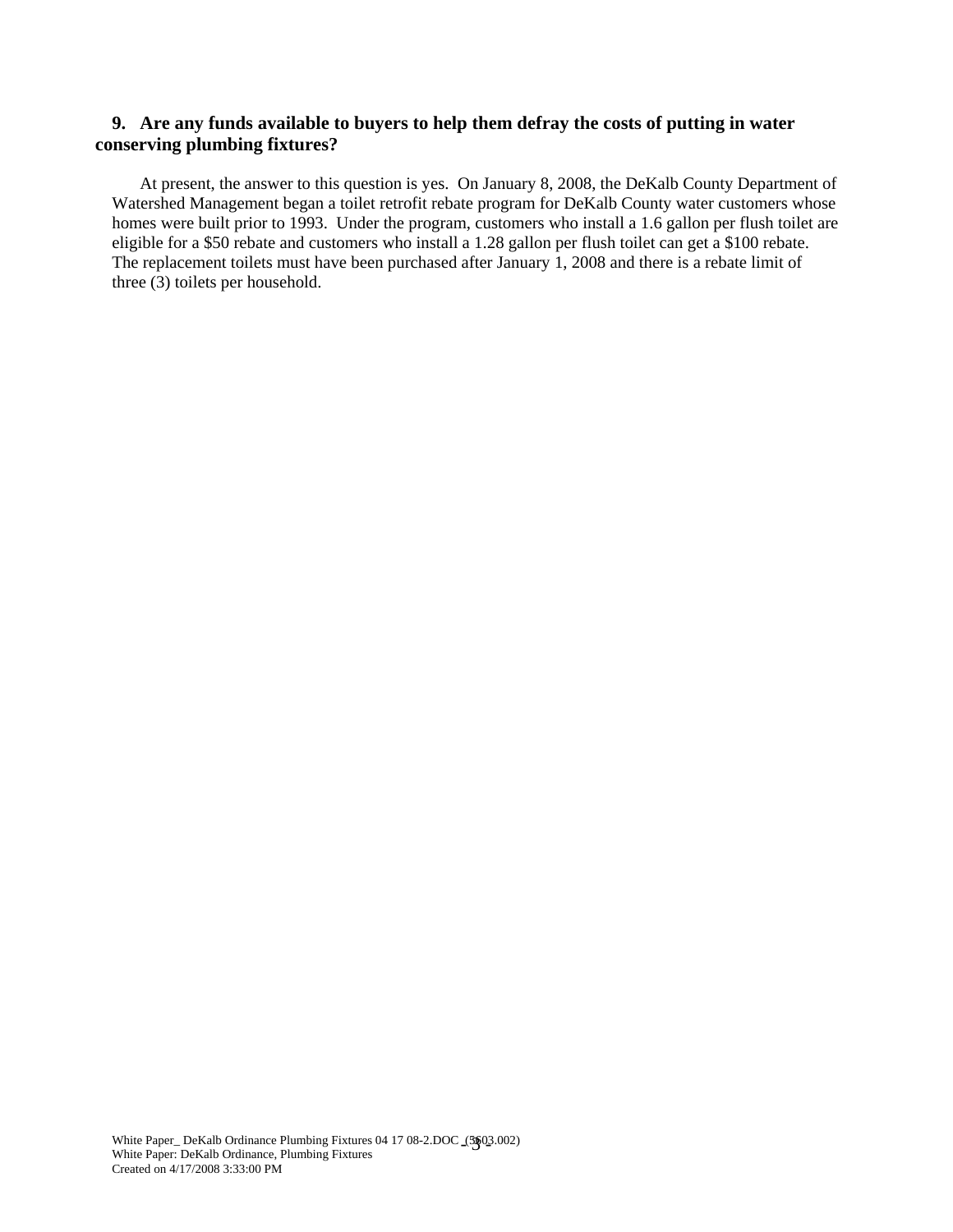**9. Are any funds available to buyers to help them defray the costs of putting in water conserving plumbing fixtures?**

At present, the answer to this question is yes. On January 8, 2008, the DeKalb County Department of Watershed Management began a toilet retrofit rebate program for DeKalb County water customers whose homes were built prior to 1993. Under the program, customers who install a 1.6 gallon per flush toilet are eligible for a $50 rebate and customers who install a 1.28 gallon per flush toilet can get a $100 rebate. The replacement toilets must have been purchased after January 1, 2008 and there is a rebate limit of three (3) toilets per household.